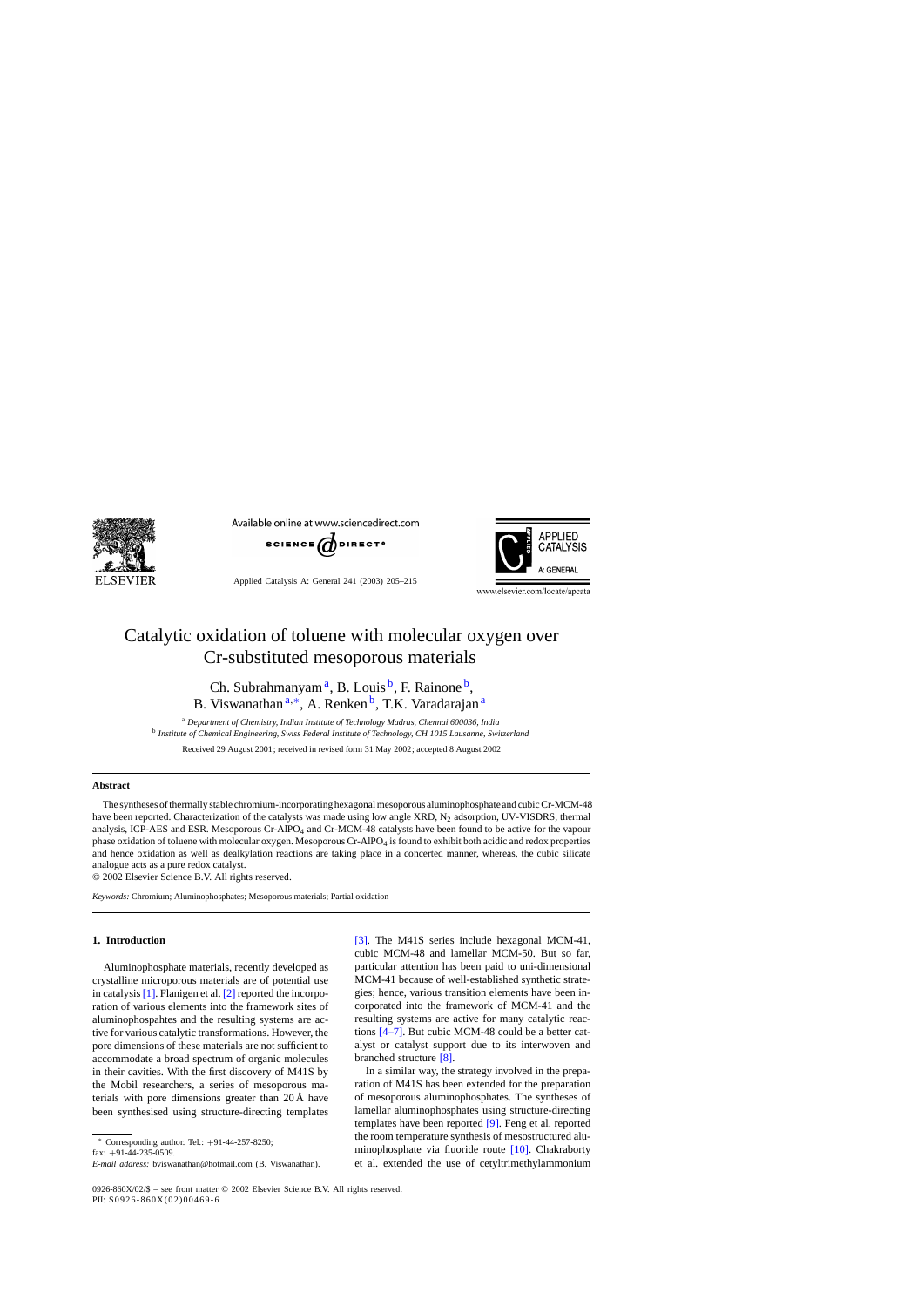# Catalytic oxidation of toluene with molecular oxygen over Cr-substituted mesoporous materials

Ch. Subrahmanyam [a], B. Louis [b], F. Rainone [b], B. Viswanathan [a,*], A. Renken [b], T.K. Varadarajan [a]

[a] *Department of Chemistry, Indian Institute of Technology Madras, Chennai 600036, India*
[b] *Institute of Chemical Engineering, Swiss Federal Institute of Technology, CH 1015 Lausanne, Switzerland*

Received 29 August 2001; received in revised form 31 May 2002; accepted 8 August 2002

## Abstract

The syntheses of thermally stable chromium-incorporating hexagonal mesoporous aluminophosphate and cubic Cr-MCM-48 have been reported. Characterization of the catalysts was made using low angle XRD, $N_2$ adsorption, UV-VISDRS, thermal analysis, ICP-AES and ESR. Mesoporous Cr-$AlPO_4$ and Cr-MCM-48 catalysts have been found to be active for the vapour phase oxidation of toluene with molecular oxygen. Mesoporous Cr-$AlPO_4$ is found to exhibit both acidic and redox properties and hence oxidation as well as dealkylation reactions are taking place in a concerted manner, whereas, the cubic silicate analogue acts as a pure redox catalyst.

© 2002 Elsevier Science B.V. All rights reserved.

*Keywords:* Chromium; Aluminophosphates; Mesoporous materials; Partial oxidation

## 1. Introduction

Aluminophosphate materials, recently developed as crystalline microporous materials are of potential use in catalysis [1]. Flanigen et al. [2] reported the incorporation of various elements into the framework sites of aluminophospahtes and the resulting systems are active for various catalytic transformations. However, the pore dimensions of these materials are not sufficient to accommodate a broad spectrum of organic molecules in their cavities. With the first discovery of M41S by the Mobil researchers, a series of mesoporous materials with pore dimensions greater than 20 Å have been synthesised using structure-directing templates [3]. The M41S series include hexagonal MCM-41, cubic MCM-48 and lamellar MCM-50. But so far, particular attention has been paid to uni-dimensional MCM-41 because of well-established synthetic strategies; hence, various transition elements have been incorporated into the framework of MCM-41 and the resulting systems are active for many catalytic reactions [4–7]. But cubic MCM-48 could be a better catalyst or catalyst support due to its interwoven and branched structure [8].

In a similar way, the strategy involved in the preparation of M41S has been extended for the preparation of mesoporous aluminophosphates. The syntheses of lamellar aluminophosphates using structure-directing templates have been reported [9]. Feng et al. reported the room temperature synthesis of mesostructured aluminophosphate via fluoride route [10]. Chakraborty et al. extended the use of cetyltrimethylammonium

* Corresponding author. Tel.: +91-44-257-8250; fax: +91-44-235-0509.
*E-mail address:* bviswanathan@hotmail.com (B. Viswanathan).

0926-860X/02/$ – see front matter © 2002 Elsevier Science B.V. All rights reserved.
PII: S0926-860X(02)00469-6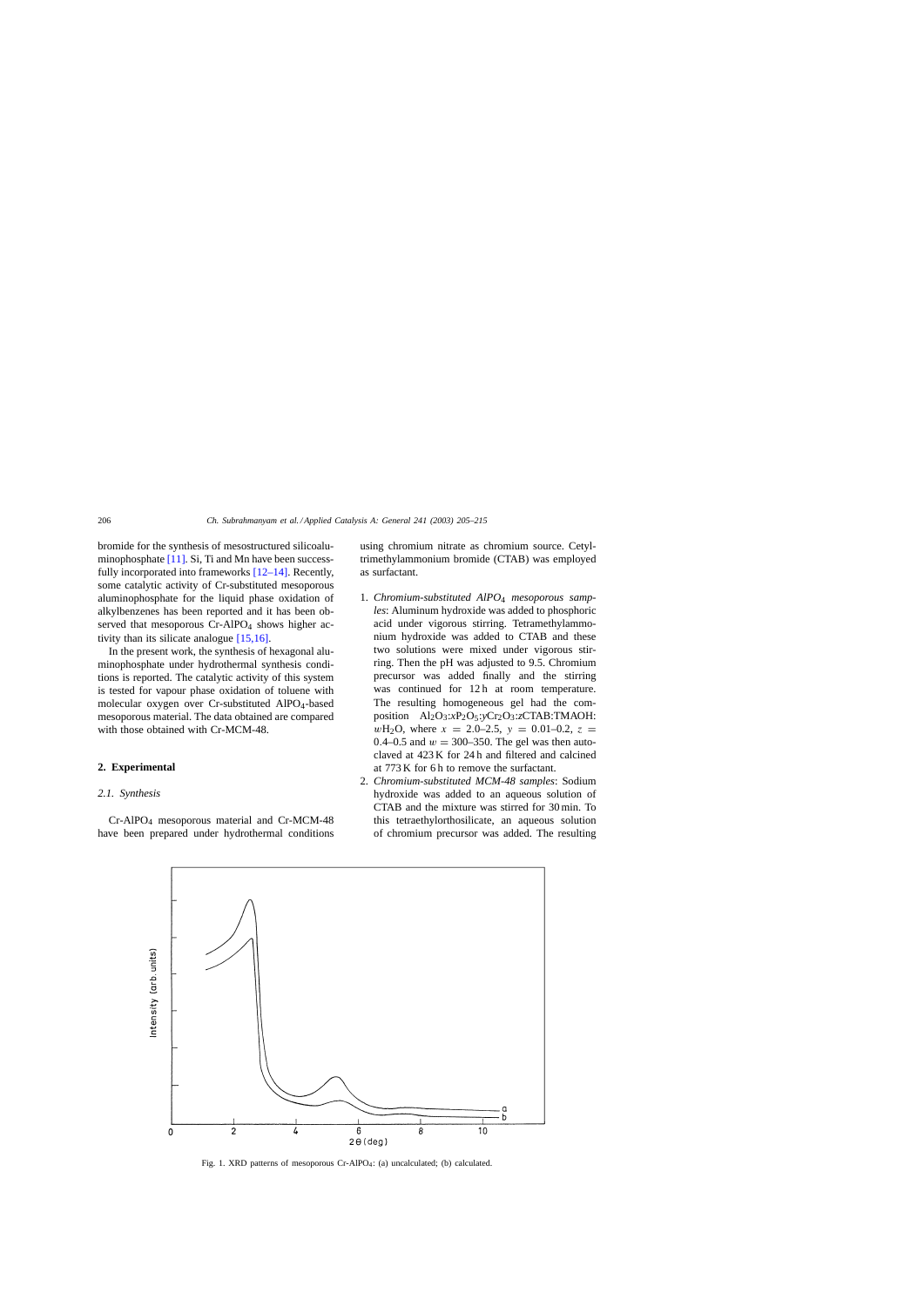bromide for the synthesis of mesostructured silicoaluminophosphate [11]. Si, Ti and Mn have been successfully incorporated into frameworks [12–14]. Recently, some catalytic activity of Cr-substituted mesoporous aluminophosphate for the liquid phase oxidation of alkylbenzenes has been reported and it has been observed that mesoporous Cr-$AlPO_4$ shows higher activity than its silicate analogue [15,16].

In the present work, the synthesis of hexagonal aluminophosphate under hydrothermal synthesis conditions is reported. The catalytic activity of this system is tested for vapour phase oxidation of toluene with molecular oxygen over Cr-substituted $AlPO_4$-based mesoporous material. The data obtained are compared with those obtained with Cr-MCM-48.

## 2. Experimental

### 2.1. Synthesis

Cr-$AlPO_4$ mesoporous material and Cr-MCM-48 have been prepared under hydrothermal conditions using chromium nitrate as chromium source. Cetyltrimethylammonium bromide (CTAB) was employed as surfactant.

1. *Chromium-substituted $AlPO_4$ mesoporous samples*: Aluminum hydroxide was added to phosphoric acid under vigorous stirring. Tetramethylammonium hydroxide was added to CTAB and these two solutions were mixed under vigorous stirring. Then the pH was adjusted to 9.5. Chromium precursor was added finally and the stirring was continued for 12 h at room temperature. The resulting homogeneous gel had the composition $Al_2O_3$:$xP_2O_5$:$yCr_2O_3$:$z$CTAB:TMAOH:$wH_2O$, where $x = 2.0$–$2.5$, $y = 0.01$–$0.2$, $z = 0.4$–$0.5$ and $w = 300$–$350$. The gel was then autoclaved at 423 K for 24 h and filtered and calcined at 773 K for 6 h to remove the surfactant.
2. *Chromium-substituted MCM-48 samples*: Sodium hydroxide was added to an aqueous solution of CTAB and the mixture was stirred for 30 min. To this tetraethylorthosilicate, an aqueous solution of chromium precursor was added. The resulting

Intensity (arb. units)

2θ (deg)

0 2 4 6 8 10

a

b

Fig. 1. XRD patterns of mesoporous Cr-$AlPO_4$: (a) uncalculated; (b) calculated.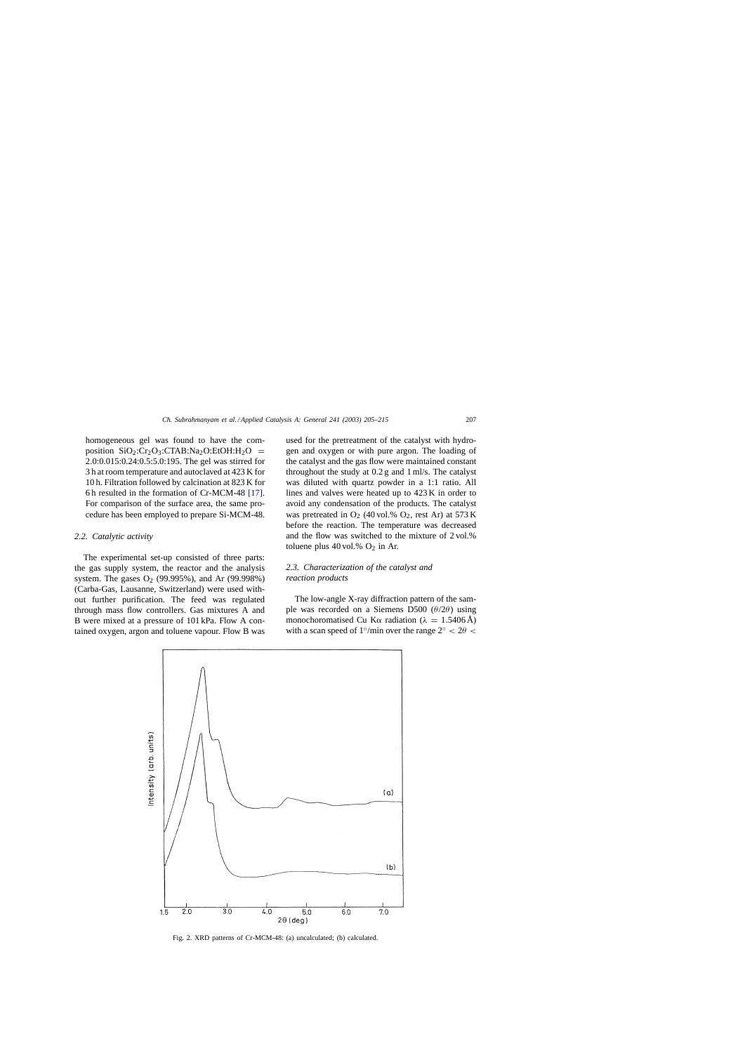homogeneous gel was found to have the composition $SiO_2$:$Cr_2O_3$:CTAB:$Na_2O$:EtOH:$H_2O$ = 2.0:0.015:0.24:0.5:5.0:195. The gel was stirred for 3 h at room temperature and autoclaved at 423 K for 10 h. Filtration followed by calcination at 823 K for 6 h resulted in the formation of Cr-MCM-48 [17]. For comparison of the surface area, the same procedure has been employed to prepare Si-MCM-48.

### 2.2. Catalytic activity

The experimental set-up consisted of three parts: the gas supply system, the reactor and the analysis system. The gases $O_2$ (99.995%), and Ar (99.998%) (Carba-Gas, Lausanne, Switzerland) were used without further purification. The feed was regulated through mass flow controllers. Gas mixtures A and B were mixed at a pressure of 101 kPa. Flow A contained oxygen, argon and toluene vapour. Flow B was used for the pretreatment of the catalyst with hydrogen and oxygen or with pure argon. The loading of the catalyst and the gas flow were maintained constant throughout the study at 0.2 g and 1 ml/s. The catalyst was diluted with quartz powder in a 1:1 ratio. All lines and valves were heated up to 423 K in order to avoid any condensation of the products. The catalyst was pretreated in $O_2$ (40 vol.% $O_2$, rest Ar) at 573 K before the reaction. The temperature was decreased and the flow was switched to the mixture of 2 vol.% toluene plus 40 vol.% $O_2$ in Ar.

### 2.3. Characterization of the catalyst and reaction products

The low-angle X-ray diffraction pattern of the sample was recorded on a Siemens D500 ($\theta$/2$\theta$) using monochoromatised Cu K$\alpha$ radiation ($\lambda$ = 1.5406 Å) with a scan speed of 1°/min over the range 2° < 2$\theta$ <

Intensity (arb. units)

(a)

(b)

1.5 2.0 3.0 4.0 5.0 6.0 7.0

2θ (deg)

Fig. 2. XRD patterns of Cr-MCM-48: (a) uncalculated; (b) calculated.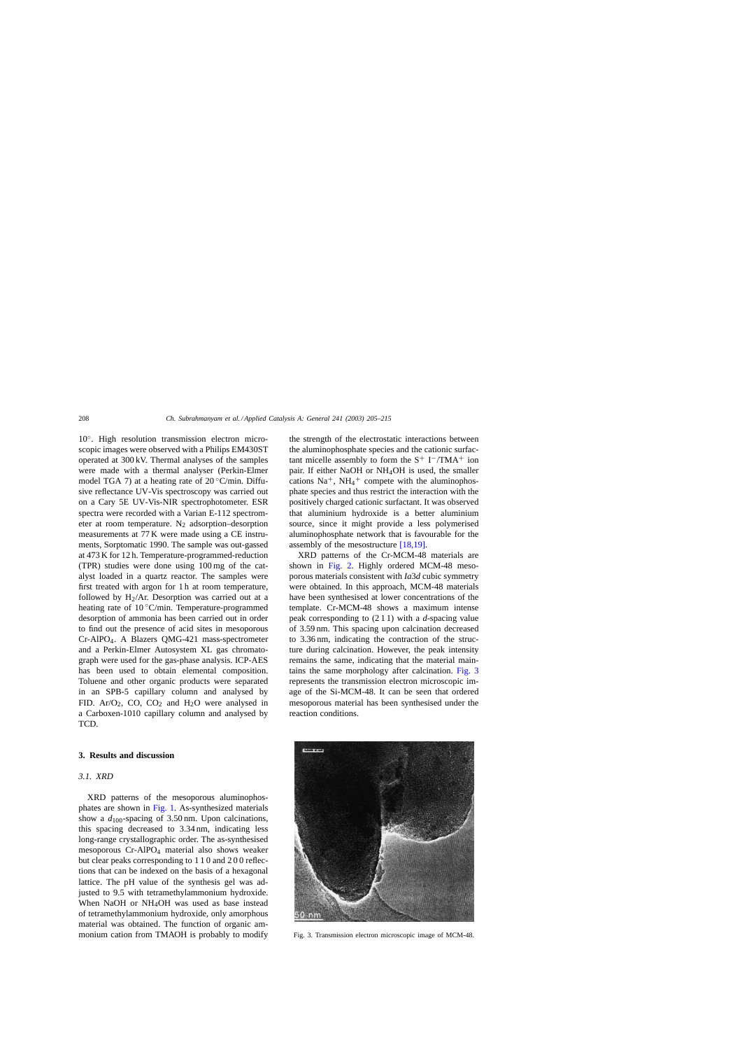10°. High resolution transmission electron microscopic images were observed with a Philips EM430ST operated at 300 kV. Thermal analyses of the samples were made with a thermal analyser (Perkin-Elmer model TGA 7) at a heating rate of 20 °C/min. Diffusive reflectance UV-Vis spectroscopy was carried out on a Cary 5E UV-Vis-NIR spectrophotometer. ESR spectra were recorded with a Varian E-112 spectrometer at room temperature. $N_2$ adsorption–desorption measurements at 77 K were made using a CE instruments, Sorptomatic 1990. The sample was out-gassed at 473 K for 12 h. Temperature-programmed-reduction (TPR) studies were done using 100 mg of the catalyst loaded in a quartz reactor. The samples were first treated with argon for 1 h at room temperature, followed by $H_2$/Ar. Desorption was carried out at a heating rate of 10 °C/min. Temperature-programmed desorption of ammonia has been carried out in order to find out the presence of acid sites in mesoporous Cr-$AlPO_4$. A Blazers QMG-421 mass-spectrometer and a Perkin-Elmer Autosystem XL gas chromatograph were used for the gas-phase analysis. ICP-AES has been used to obtain elemental composition. Toluene and other organic products were separated in an SPB-5 capillary column and analysed by FID. Ar/$O_2$, CO, $CO_2$ and $H_2O$ were analysed in a Carboxen-1010 capillary column and analysed by TCD.

## 3. Results and discussion

### 3.1. XRD

XRD patterns of the mesoporous aluminophosphates are shown in Fig. 1. As-synthesized materials show a $d_{100}$-spacing of 3.50 nm. Upon calcinations, this spacing decreased to 3.34 nm, indicating less long-range crystallographic order. The as-synthesised mesoporous Cr-$AlPO_4$ material also shows weaker but clear peaks corresponding to 1 1 0 and 2 0 0 reflections that can be indexed on the basis of a hexagonal lattice. The pH value of the synthesis gel was adjusted to 9.5 with tetramethylammonium hydroxide. When NaOH or $NH_4OH$ was used as base instead of tetramethylammonium hydroxide, only amorphous material was obtained. The function of organic ammonium cation from TMAOH is probably to modify the strength of the electrostatic interactions between the aluminophosphate species and the cationic surfactant micelle assembly to form the $S^+ I^-/TMA^+$ ion pair. If either NaOH or $NH_4OH$ is used, the smaller cations $Na^+$, $NH_4^+$ compete with the aluminophosphate species and thus restrict the interaction with the positively charged cationic surfactant. It was observed that aluminium hydroxide is a better aluminium source, since it might provide a less polymerised aluminophosphate network that is favourable for the assembly of the mesostructure [18,19].

XRD patterns of the Cr-MCM-48 materials are shown in Fig. 2. Highly ordered MCM-48 mesoporous materials consistent with *Ia3d* cubic symmetry were obtained. In this approach, MCM-48 materials have been synthesised at lower concentrations of the template. Cr-MCM-48 shows a maximum intense peak corresponding to (2 1 1) with a *d*-spacing value of 3.59 nm. This spacing upon calcination decreased to 3.36 nm, indicating the contraction of the structure during calcination. However, the peak intensity remains the same, indicating that the material maintains the same morphology after calcination. Fig. 3 represents the transmission electron microscopic image of the Si-MCM-48. It can be seen that ordered mesoporous material has been synthesised under the reaction conditions.

50 nm

Fig. 3. Transmission electron microscopic image of MCM-48.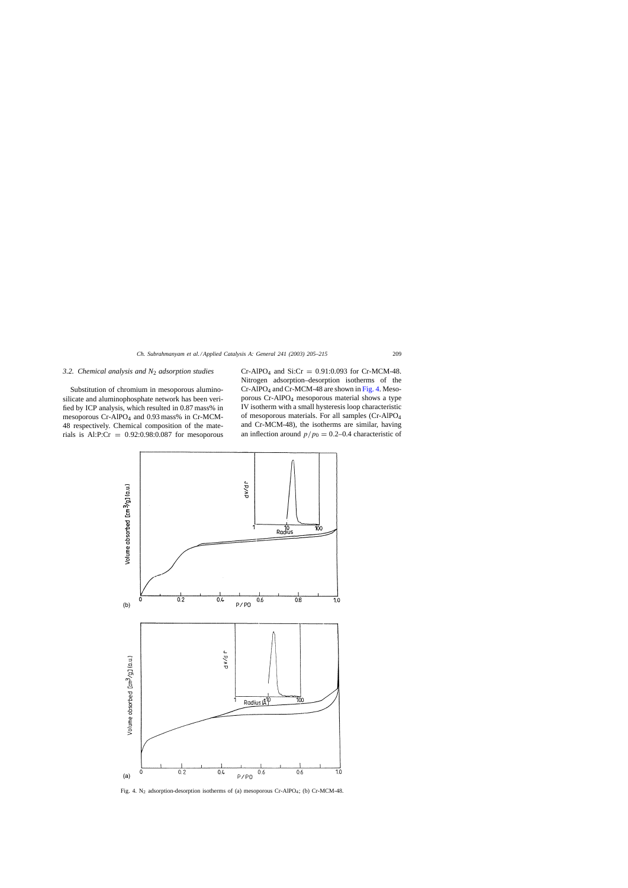### 3.2. Chemical analysis and $N_2$ adsorption studies

Substitution of chromium in mesoporous aluminosilicate and aluminophosphate network has been verified by ICP analysis, which resulted in 0.87 mass% in mesoporous Cr-$AlPO_4$ and 0.93 mass% in Cr-MCM-48 respectively. Chemical composition of the materials is Al:P:Cr = 0.92:0.98:0.087 for mesoporous Cr-$AlPO_4$ and Si:Cr = 0.91:0.093 for Cr-MCM-48. Nitrogen adsorption–desorption isotherms of the Cr-$AlPO_4$ and Cr-MCM-48 are shown in Fig. 4. Mesoporous Cr-$AlPO_4$ mesoporous material shows a type IV isotherm with a small hysteresis loop characteristic of mesoporous materials. For all samples (Cr-$AlPO_4$ and Cr-MCM-48), the isotherms are similar, having an inflection around $p/p_0 = 0.2$–$0.4$ characteristic of

(b)
Volume absorbed [cm³/g] (a.u.)
P/PO
0 0.2 0.4 0.6 0.8 1.0
dV/dr
Radius
1 10 100

(a)
Volume absorbed [cm³/g] (a.u.)
P/PO
0 0.2 0.4 0.6 0.6 1.0
dV/dr
Radius (Å)
1 10 100

Fig. 4. $N_2$ adsorption-desorption isotherms of (a) mesoporous Cr-$AlPO_4$; (b) Cr-MCM-48.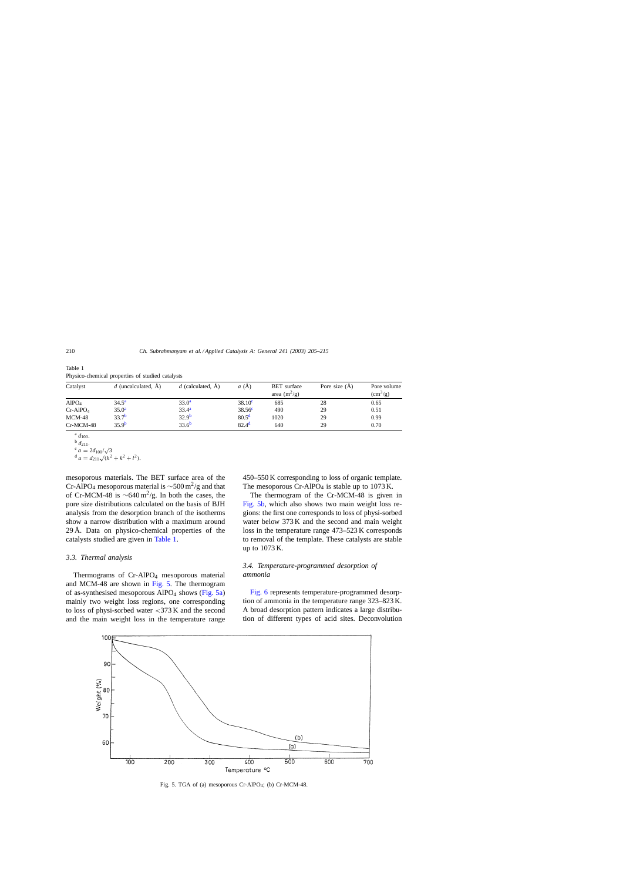Table 1
Physico-chemical properties of studied catalysts

| Catalyst | $d$ (uncalculated, Å) | $d$ (calculated, Å) | $a$ (Å) | BET surface area ($m^2/g$) | Pore size (Å) | Pore volume ($cm^3/g$) |
|---|---|---|---|---|---|---|
| $AlPO_4$ | 34.5[a] | 33.0[a] | 38.10[c] | 685 | 28 | 0.65 |
| Cr-$AlPO_4$ | 35.0[a] | 33.4[a] | 38.56[c] | 490 | 29 | 0.51 |
| MCM-48 | 33.7[b] | 32.9[b] | 80.5[d] | 1020 | 29 | 0.99 |
| Cr-MCM-48 | 35.9[b] | 33.6[b] | 82.4[d] | 640 | 29 | 0.70 |

[a] $d_{100}$.
[b] $d_{211}$.
[c] $a = 2d_{100}/\sqrt{3}$
[d] $a = d_{211}\sqrt{(h^2 + k^2 + l^2)}$.

mesoporous materials. The BET surface area of the Cr-$AlPO_4$ mesoporous material is $\sim$500 $m^2$/g and that of Cr-MCM-48 is $\sim$640 $m^2$/g. In both the cases, the pore size distributions calculated on the basis of BJH analysis from the desorption branch of the isotherms show a narrow distribution with a maximum around 29 Å. Data on physico-chemical properties of the catalysts studied are given in Table 1.

### 3.3. Thermal analysis

Thermograms of Cr-$AlPO_4$ mesoporous material and MCM-48 are shown in Fig. 5. The thermogram of as-synthesised mesoporous $AlPO_4$ shows (Fig. 5a) mainly two weight loss regions, one corresponding to loss of physi-sorbed water <373 K and the second and the main weight loss in the temperature range 450–550 K corresponding to loss of organic template. The mesoporous Cr-$AlPO_4$ is stable up to 1073 K.

The thermogram of the Cr-MCM-48 is given in Fig. 5b, which also shows two main weight loss regions: the first one corresponds to loss of physi-sorbed water below 373 K and the second and main weight loss in the temperature range 473–523 K corresponds to removal of the template. These catalysts are stable up to 1073 K.

### 3.4. Temperature-programmed desorption of ammonia

Fig. 6 represents temperature-programmed desorption of ammonia in the temperature range 323–823 K. A broad desorption pattern indicates a large distribution of different types of acid sites. Deconvolution

100
90
80
70
60
Weight (%)
100
200
300
400
500
600
700
Temperature °C
(b)
(a)

Fig. 5. TGA of (a) mesoporous Cr-$AlPO_4$; (b) Cr-MCM-48.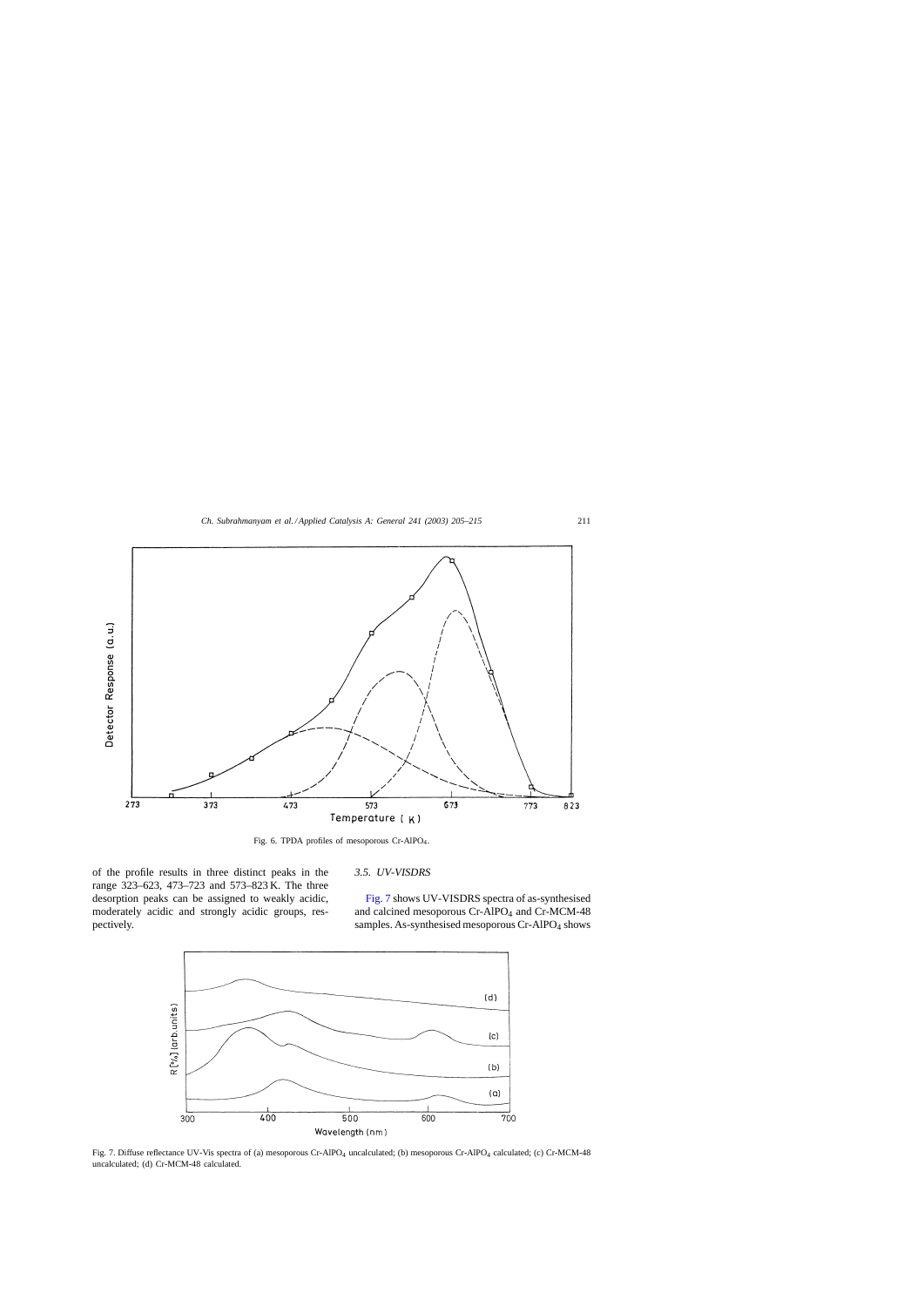Detector Response (a.u.)

273 373 473 573 673 773 823

Temperature ( K)

Fig. 6. TPDA profiles of mesoporous Cr-$AlPO_4$.

of the profile results in three distinct peaks in the range 323–623, 473–723 and 573–823 K. The three desorption peaks can be assigned to weakly acidic, moderately acidic and strongly acidic groups, respectively.

### 3.5. UV-VISDRS

Fig. 7 shows UV-VISDRS spectra of as-synthesised and calcined mesoporous Cr-$AlPO_4$ and Cr-MCM-48 samples. As-synthesised mesoporous Cr-$AlPO_4$ shows

R[%] (arb.units)

(d)

(c)

(b)

(a)

300 400 500 600 700

Wavelength (nm)

Fig. 7. Diffuse reflectance UV-Vis spectra of (a) mesoporous Cr-$AlPO_4$ uncalculated; (b) mesoporous Cr-$AlPO_4$ calculated; (c) Cr-MCM-48 uncalculated; (d) Cr-MCM-48 calculated.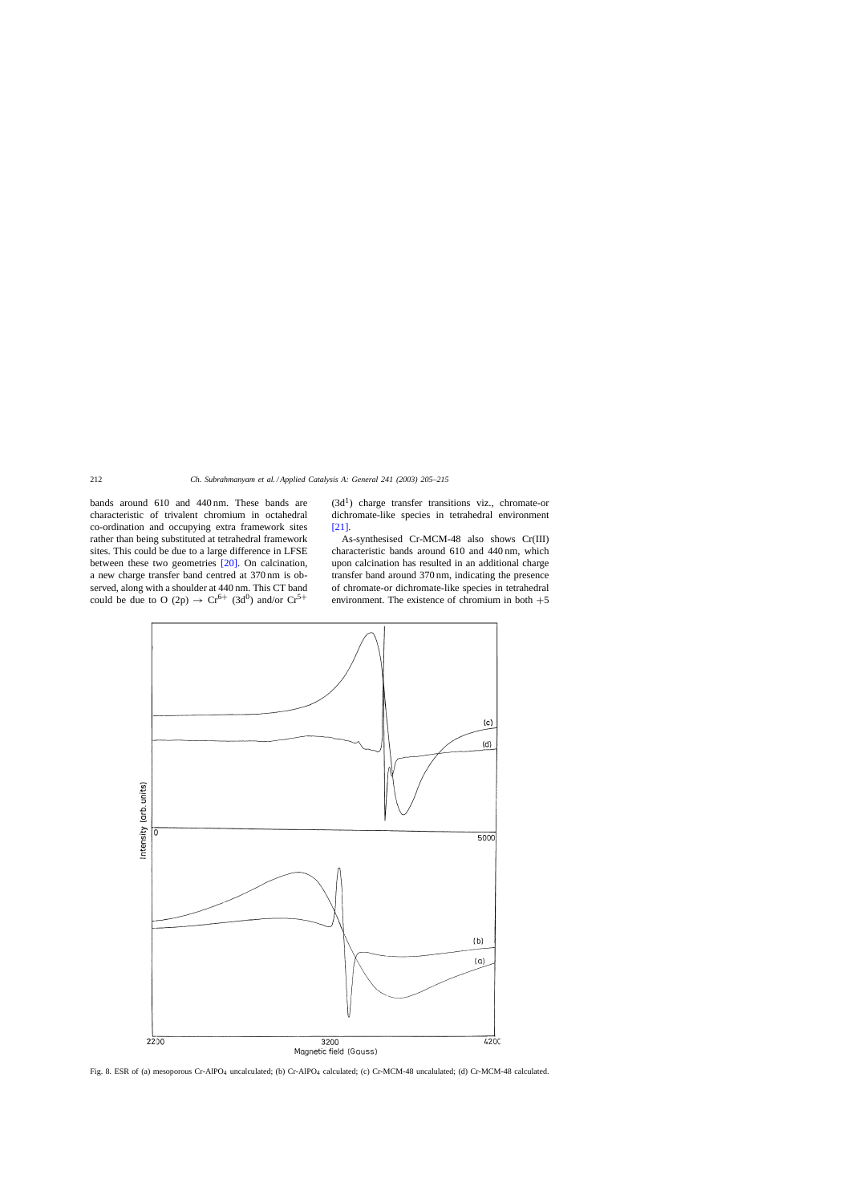bands around 610 and 440 nm. These bands are characteristic of trivalent chromium in octahedral co-ordination and occupying extra framework sites rather than being substituted at tetrahedral framework sites. This could be due to a large difference in LFSE between these two geometries [20]. On calcination, a new charge transfer band centred at 370 nm is observed, along with a shoulder at 440 nm. This CT band could be due to O (2p) $\rightarrow$ $Cr^{6+}$ ($3d^0$) and/or $Cr^{5+}$ ($3d^1$) charge transfer transitions viz., chromate-or dichromate-like species in tetrahedral environment [21].

As-synthesised Cr-MCM-48 also shows Cr(III) characteristic bands around 610 and 440 nm, which upon calcination has resulted in an additional charge transfer band around 370 nm, indicating the presence of chromate-or dichromate-like species in tetrahedral environment. The existence of chromium in both +5

Intensity (arb.units)

(c)

(d)

0

5000

(b)

(a)

2200

3200

4200

Magnetic field (Gauss)

Fig. 8. ESR of (a) mesoporous Cr-AlPO$_4$ uncalculated; (b) Cr-AlPO$_4$ calculated; (c) Cr-MCM-48 uncalulated; (d) Cr-MCM-48 calculated.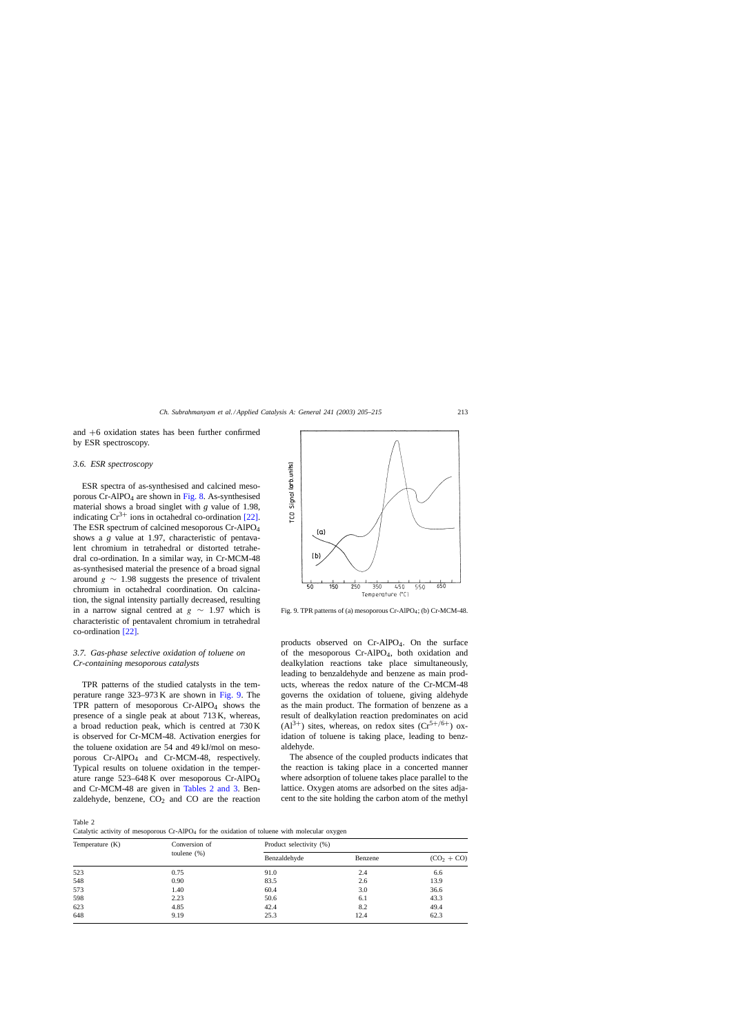and +6 oxidation states has been further confirmed by ESR spectroscopy.

### 3.6. ESR spectroscopy

ESR spectra of as-synthesised and calcined mesoporous Cr-$AlPO_4$ are shown in Fig. 8. As-synthesised material shows a broad singlet with $g$ value of 1.98, indicating $Cr^{3+}$ ions in octahedral co-ordination [22]. The ESR spectrum of calcined mesoporous Cr-$AlPO_4$ shows a $g$ value at 1.97, characteristic of pentavalent chromium in tetrahedral or distorted tetrahedral co-ordination. In a similar way, in Cr-MCM-48 as-synthesised material the presence of a broad signal around $g \sim 1.98$ suggests the presence of trivalent chromium in octahedral coordination. On calcination, the signal intensity partially decreased, resulting in a narrow signal centred at $g \sim 1.97$ which is characteristic of pentavalent chromium in tetrahedral co-ordination [22].

### 3.7. Gas-phase selective oxidation of toluene on Cr-containing mesoporous catalysts

TPR patterns of the studied catalysts in the temperature range 323–973 K are shown in Fig. 9. The TPR pattern of mesoporous Cr-$AlPO_4$ shows the presence of a single peak at about 713 K, whereas, a broad reduction peak, which is centred at 730 K is observed for Cr-MCM-48. Activation energies for the toluene oxidation are 54 and 49 kJ/mol on mesoporous Cr-$AlPO_4$ and Cr-MCM-48, respectively. Typical results on toluene oxidation in the temperature range 523–648 K over mesoporous Cr-$AlPO_4$ and Cr-MCM-48 are given in Tables 2 and 3. Benzaldehyde, benzene, $CO_2$ and CO are the reaction

TCD Signal (arb.units)

(a)

(b)

50 150 250 350 450 550 650

Temperature (°C)

Fig. 9. TPR patterns of (a) mesoporous Cr-$AlPO_4$; (b) Cr-MCM-48.

products observed on Cr-$AlPO_4$. On the surface of the mesoporous Cr-$AlPO_4$, both oxidation and dealkylation reactions take place simultaneously, leading to benzaldehyde and benzene as main products, whereas the redox nature of the Cr-MCM-48 governs the oxidation of toluene, giving aldehyde as the main product. The formation of benzene as a result of dealkylation reaction predominates on acid ($Al^{3+}$) sites, whereas, on redox sites ($Cr^{5+/6+}$) oxidation of toluene is taking place, leading to benzaldehyde.

The absence of the coupled products indicates that the reaction is taking place in a concerted manner where adsorption of toluene takes place parallel to the lattice. Oxygen atoms are adsorbed on the sites adjacent to the site holding the carbon atom of the methyl

Table 2
Catalytic activity of mesoporous Cr-$AlPO_4$ for the oxidation of toluene with molecular oxygen

| Temperature (K) | Conversion of toluene (%) | Product selectivity (%) | | |
|---|---|---|---|---|
| | | Benzaldehyde | Benzene | ($CO_2$ + CO) |
| 523 | 0.75 | 91.0 | 2.4 | 6.6 |
| 548 | 0.90 | 83.5 | 2.6 | 13.9 |
| 573 | 1.40 | 60.4 | 3.0 | 36.6 |
| 598 | 2.23 | 50.6 | 6.1 | 43.3 |
| 623 | 4.85 | 42.4 | 8.2 | 49.4 |
| 648 | 9.19 | 25.3 | 12.4 | 62.3 |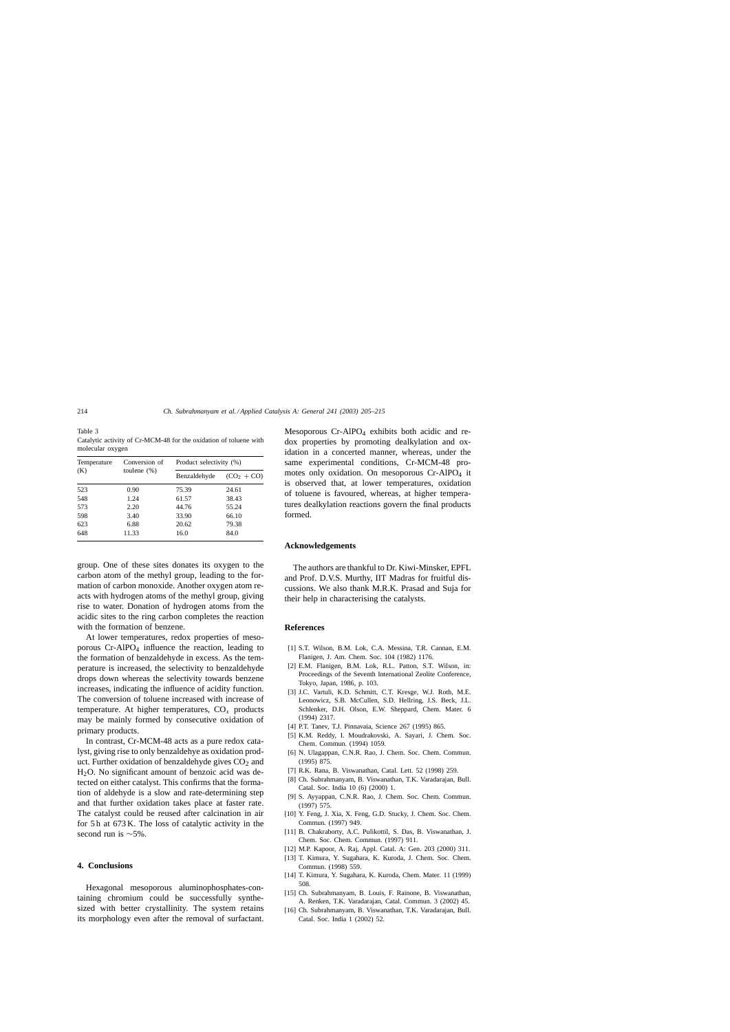Table 3
Catalytic activity of Cr-MCM-48 for the oxidation of toluene with molecular oxygen

| Temperature (K) | Conversion of toulene (%) | Product selectivity (%) | |
|---|---|---|---|
| | | Benzaldehyde | $(CO_2 + CO)$ |
| 523 | 0.90 | 75.39 | 24.61 |
| 548 | 1.24 | 61.57 | 38.43 |
| 573 | 2.20 | 44.76 | 55.24 |
| 598 | 3.40 | 33.90 | 66.10 |
| 623 | 6.88 | 20.62 | 79.38 |
| 648 | 11.33 | 16.0 | 84.0 |

group. One of these sites donates its oxygen to the carbon atom of the methyl group, leading to the formation of carbon monoxide. Another oxygen atom reacts with hydrogen atoms of the methyl group, giving rise to water. Donation of hydrogen atoms from the acidic sites to the ring carbon completes the reaction with the formation of benzene.

At lower temperatures, redox properties of mesoporous Cr-$AlPO_4$ influence the reaction, leading to the formation of benzaldehyde in excess. As the temperature is increased, the selectivity to benzaldehyde drops down whereas the selectivity towards benzene increases, indicating the influence of acidity function. The conversion of toluene increased with increase of temperature. At higher temperatures, $CO_x$ products may be mainly formed by consecutive oxidation of primary products.

In contrast, Cr-MCM-48 acts as a pure redox catalyst, giving rise to only benzaldehye as oxidation product. Further oxidation of benzaldehyde gives $CO_2$ and $H_2O$. No significant amount of benzoic acid was detected on either catalyst. This confirms that the formation of aldehyde is a slow and rate-determining step and that further oxidation takes place at faster rate. The catalyst could be reused after calcination in air for 5 h at 673 K. The loss of catalytic activity in the second run is ∼5%.

## 4. Conclusions

Hexagonal mesoporous aluminophosphates-containing chromium could be successfully synthesized with better crystallinity. The system retains its morphology even after the removal of surfactant. Mesoporous Cr-$AlPO_4$ exhibits both acidic and redox properties by promoting dealkylation and oxidation in a concerted manner, whereas, under the same experimental conditions, Cr-MCM-48 promotes only oxidation. On mesoporous Cr-$AlPO_4$ it is observed that, at lower temperatures, oxidation of toluene is favoured, whereas, at higher temperatures dealkylation reactions govern the final products formed.

## Acknowledgements

The authors are thankful to Dr. Kiwi-Minsker, EPFL and Prof. D.V.S. Murthy, IIT Madras for fruitful discussions. We also thank M.R.K. Prasad and Suja for their help in characterising the catalysts.

## References

[1] S.T. Wilson, B.M. Lok, C.A. Messina, T.R. Cannan, E.M. Flanigen, J. Am. Chem. Soc. 104 (1982) 1176.
[2] E.M. Flanigen, B.M. Lok, R.L. Patton, S.T. Wilson, in: Proceedings of the Seventh International Zeolite Conference, Tokyo, Japan, 1986, p. 103.
[3] J.C. Vartuli, K.D. Schmitt, C.T. Kresge, W.J. Roth, M.E. Leonowicz, S.B. McCullen, S.D. Hellring, J.S. Beck, J.L. Schlenker, D.H. Olson, E.W. Sheppard, Chem. Mater. 6 (1994) 2317.
[4] P.T. Tanev, T.J. Pinnavaia, Science 267 (1995) 865.
[5] K.M. Reddy, I. Moudrakovski, A. Sayari, J. Chem. Soc. Chem. Commun. (1994) 1059.
[6] N. Ulagappan, C.N.R. Rao, J. Chem. Soc. Chem. Commun. (1995) 875.
[7] R.K. Rana, B. Viswanathan, Catal. Lett. 52 (1998) 259.
[8] Ch. Subrahmanyam, B. Viswanathan, T.K. Varadarajan, Bull. Catal. Soc. India 10 (6) (2000) 1.
[9] S. Ayyappan, C.N.R. Rao, J. Chem. Soc. Chem. Commun. (1997) 575.
[10] Y. Feng, J. Xia, X. Feng, G.D. Stucky, J. Chem. Soc. Chem. Commun. (1997) 949.
[11] B. Chakraborty, A.C. Pulikottil, S. Das, B. Viswanathan, J. Chem. Soc. Chem. Commun. (1997) 911.
[12] M.P. Kapoor, A. Raj, Appl. Catal. A: Gen. 203 (2000) 311.
[13] T. Kimura, Y. Sugahara, K. Kuroda, J. Chem. Soc. Chem. Commun. (1998) 559.
[14] T. Kimura, Y. Sugahara, K. Kuroda, Chem. Mater. 11 (1999) 508.
[15] Ch. Subrahmanyam, B. Louis, F. Rainone, B. Viswanathan, A. Renken, T.K. Varadarajan, Catal. Commun. 3 (2002) 45.
[16] Ch. Subrahmanyam, B. Viswanathan, T.K. Varadarajan, Bull. Catal. Soc. India 1 (2002) 52.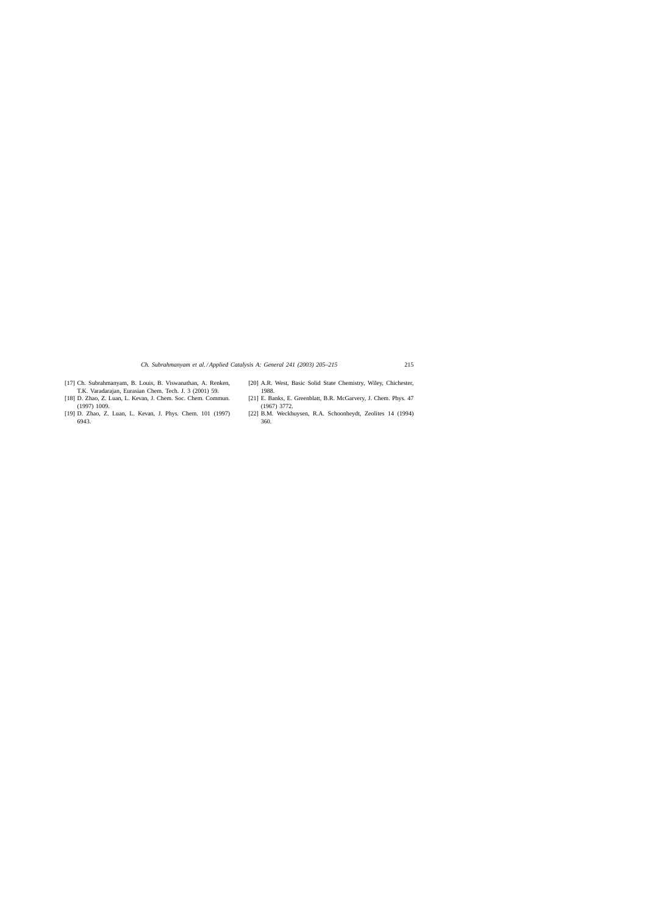[17] Ch. Subrahmanyam, B. Louis, B. Viswanathan, A. Renken, T.K. Varadarajan, Eurasian Chem. Tech. J. 3 (2001) 59.

[18] D. Zhao, Z. Luan, L. Kevan, J. Chem. Soc. Chem. Commun. (1997) 1009.

[19] D. Zhao, Z. Luan, L. Kevan, J. Phys. Chem. 101 (1997) 6943.

[20] A.R. West, Basic Solid State Chemistry, Wiley, Chichester, 1988.

[21] E. Banks, E. Greenblatt, B.R. McGarvery, J. Chem. Phys. 47 (1967) 3772.

[22] B.M. Weckhuysen, R.A. Schoonheydt, Zeolites 14 (1994) 360.